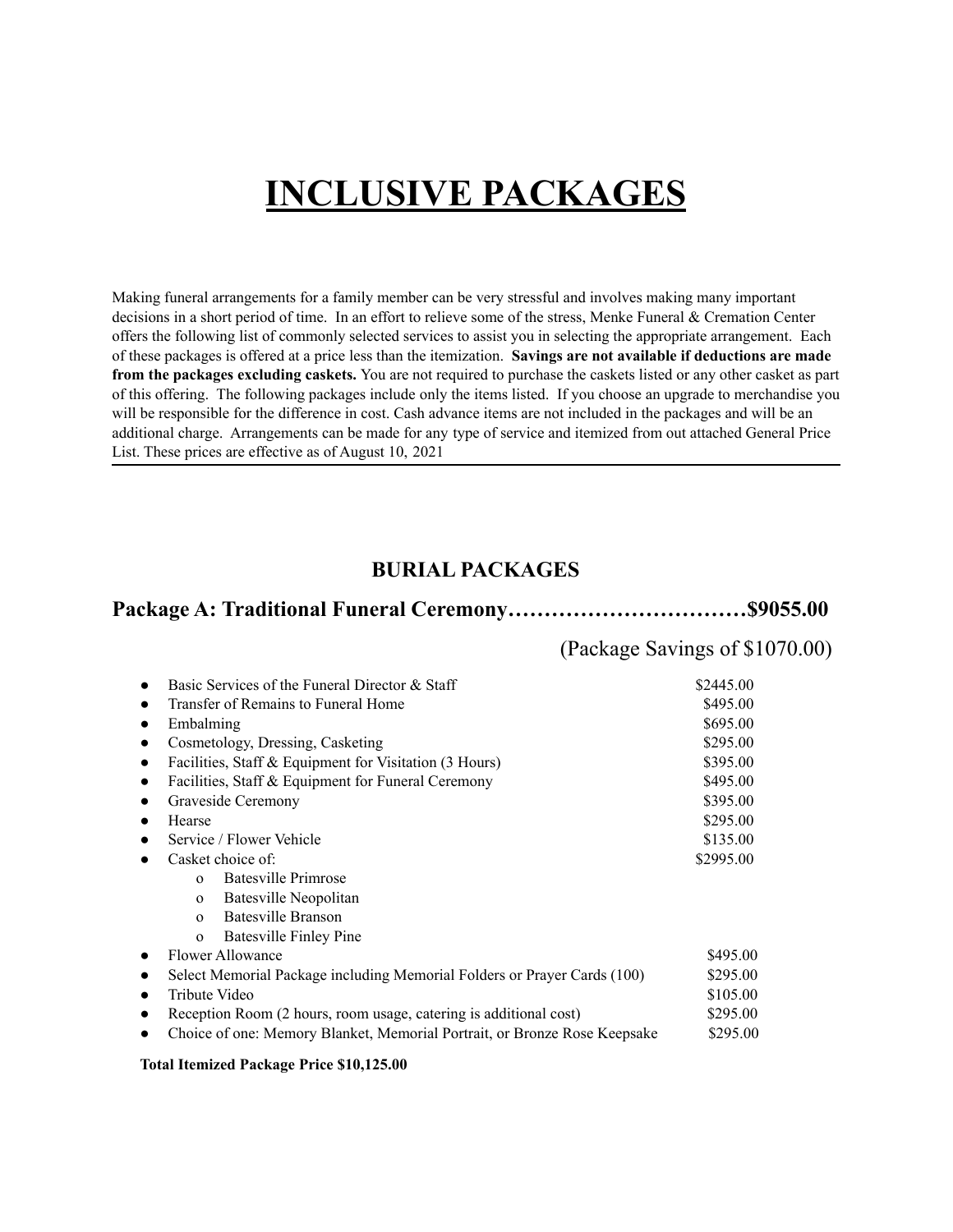# INCLUSIVE PACKAGES

Making funeral arrangements for a family member can be very stressful and involves making many important decisions in a short period of time. In an effort to relieve some of the stress, Menke Funeral & Cremation Center offers the following list of commonly selected services to assist you in selecting the appropriate arrangement. Each of these packages is offered at a price less than the itemization. **Savings are not available if deductions are made from the packages excluding caskets.** You are not required to purchase the caskets listed or any other casket as part of this offering. The following packages include only the items listed. If you choose an upgrade to merchandise you will be responsible for the difference in cost. Cash advance items are not included in the packages and will be an additional charge. Arrangements can be made for any type of service and itemized from out attached General Price List. These prices are effective as of August 10, 2021

---

## BURIAL PACKAGES

### Package A: Traditional Funeral Ceremony……………………………$9055.00

(Package Savings of $1070.00)

- Basic Services of the Funeral Director & Staff $2445.00
- Transfer of Remains to Funeral Home $495.00
- Embalming $695.00
- Cosmetology, Dressing, Casketing $295.00
- Facilities, Staff & Equipment for Visitation (3 Hours) $395.00
- Facilities, Staff & Equipment for Funeral Ceremony $495.00
- Graveside Ceremony $395.00
- Hearse $295.00
- Service / Flower Vehicle $135.00
- Casket choice of: $2995.00
  - Batesville Primrose
  - Batesville Neopolitan
  - Batesville Branson
  - Batesville Finley Pine
- Flower Allowance $495.00
- Select Memorial Package including Memorial Folders or Prayer Cards (100) $295.00
- Tribute Video $105.00
- Reception Room (2 hours, room usage, catering is additional cost) $295.00
- Choice of one: Memory Blanket, Memorial Portrait, or Bronze Rose Keepsake $295.00

**Total Itemized Package Price $10,125.00**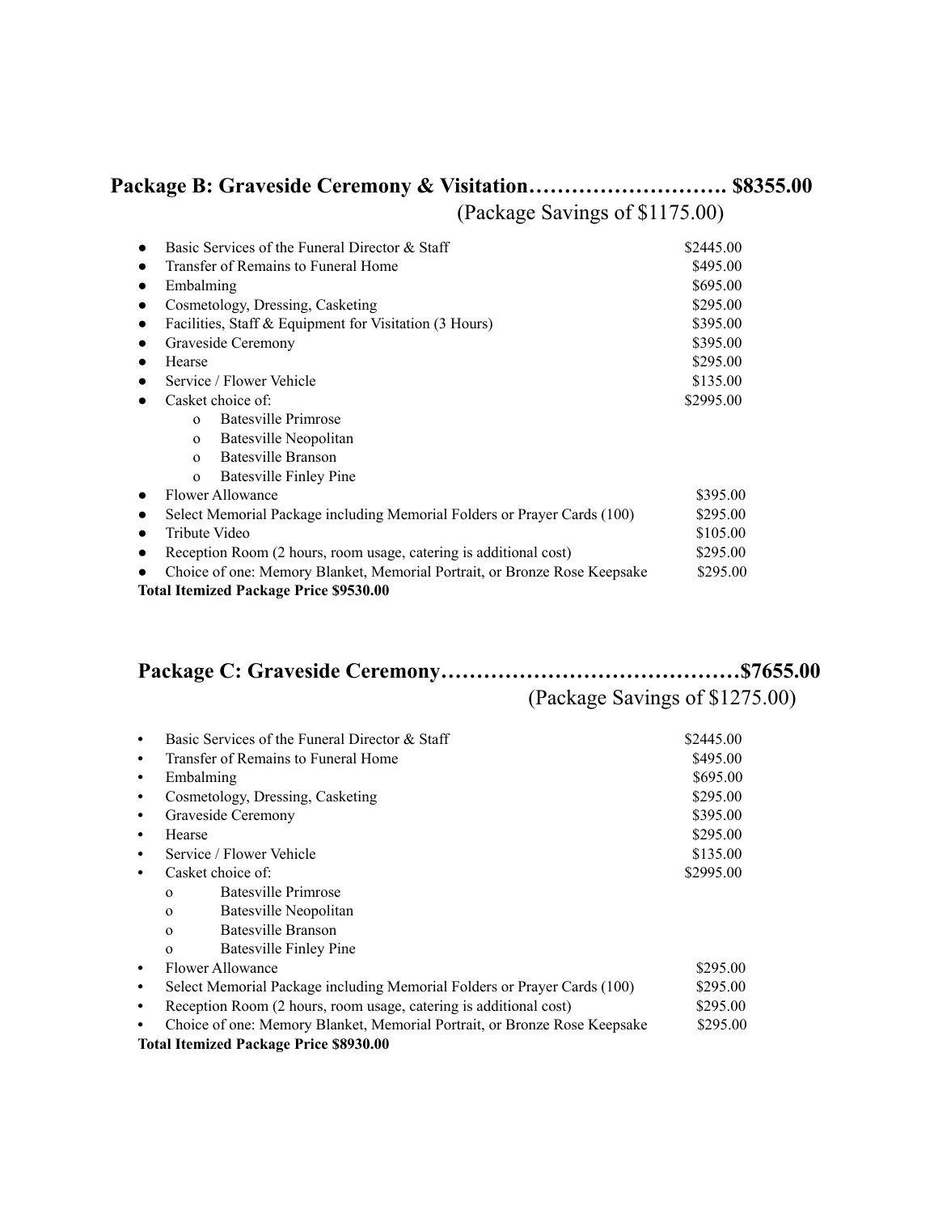## Package B: Graveside Ceremony & Visitation………………………. $8355.00

(Package Savings of $1175.00)

- Basic Services of the Funeral Director & Staff $2445.00
- Transfer of Remains to Funeral Home $495.00
- Embalming $695.00
- Cosmetology, Dressing, Casketing $295.00
- Facilities, Staff & Equipment for Visitation (3 Hours) $395.00
- Graveside Ceremony $395.00
- Hearse $295.00
- Service / Flower Vehicle $135.00
- Casket choice of: $2995.00
  - Batesville Primrose
  - Batesville Neopolitan
  - Batesville Branson
  - Batesville Finley Pine
- Flower Allowance $395.00
- Select Memorial Package including Memorial Folders or Prayer Cards (100) $295.00
- Tribute Video $105.00
- Reception Room (2 hours, room usage, catering is additional cost) $295.00
- Choice of one: Memory Blanket, Memorial Portrait, or Bronze Rose Keepsake $295.00

**Total Itemized Package Price $9530.00**

## Package C: Graveside Ceremony……………………………………$7655.00

(Package Savings of $1275.00)

- Basic Services of the Funeral Director & Staff $2445.00
- Transfer of Remains to Funeral Home $495.00
- Embalming $695.00
- Cosmetology, Dressing, Casketing $295.00
- Graveside Ceremony $395.00
- Hearse $295.00
- Service / Flower Vehicle $135.00
- Casket choice of: $2995.00
  - Batesville Primrose
  - Batesville Neopolitan
  - Batesville Branson
  - Batesville Finley Pine
- Flower Allowance $295.00
- Select Memorial Package including Memorial Folders or Prayer Cards (100) $295.00
- Reception Room (2 hours, room usage, catering is additional cost) $295.00
- Choice of one: Memory Blanket, Memorial Portrait, or Bronze Rose Keepsake $295.00

**Total Itemized Package Price $8930.00**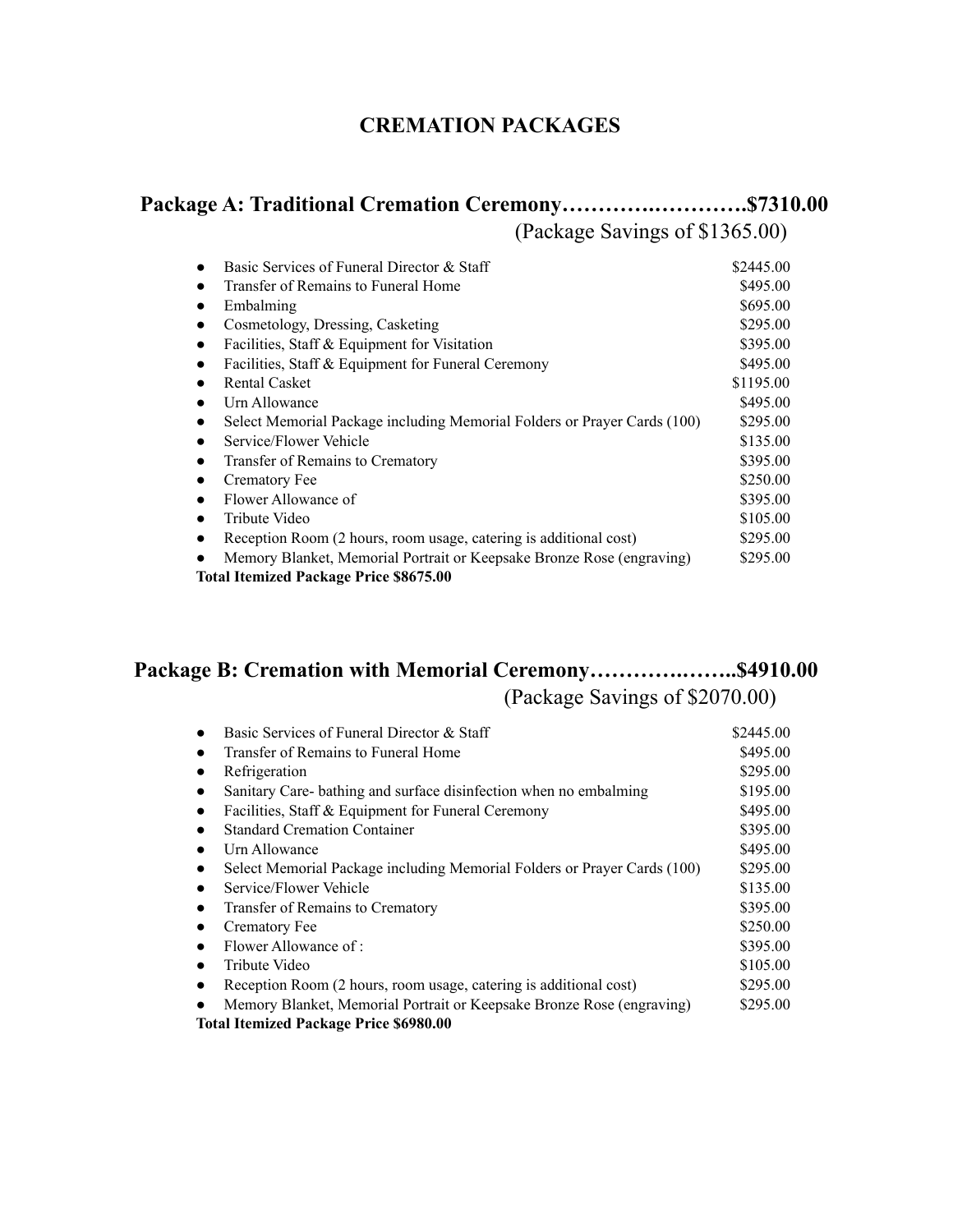# CREMATION PACKAGES

## Package A: Traditional Cremation Ceremony………….………….$7310.00

(Package Savings of $1365.00)

- Basic Services of Funeral Director & Staff $2445.00
- Transfer of Remains to Funeral Home $495.00
- Embalming $695.00
- Cosmetology, Dressing, Casketing $295.00
- Facilities, Staff & Equipment for Visitation $395.00
- Facilities, Staff & Equipment for Funeral Ceremony $495.00
- Rental Casket $1195.00
- Urn Allowance $495.00
- Select Memorial Package including Memorial Folders or Prayer Cards (100) $295.00
- Service/Flower Vehicle $135.00
- Transfer of Remains to Crematory $395.00
- Crematory Fee $250.00
- Flower Allowance of $395.00
- Tribute Video $105.00
- Reception Room (2 hours, room usage, catering is additional cost) $295.00
- Memory Blanket, Memorial Portrait or Keepsake Bronze Rose (engraving) $295.00

**Total Itemized Package Price $8675.00**

## Package B: Cremation with Memorial Ceremony…………..……..$4910.00

(Package Savings of $2070.00)

- Basic Services of Funeral Director & Staff $2445.00
- Transfer of Remains to Funeral Home $495.00
- Refrigeration $295.00
- Sanitary Care- bathing and surface disinfection when no embalming $195.00
- Facilities, Staff & Equipment for Funeral Ceremony $495.00
- Standard Cremation Container $395.00
- Urn Allowance $495.00
- Select Memorial Package including Memorial Folders or Prayer Cards (100) $295.00
- Service/Flower Vehicle $135.00
- Transfer of Remains to Crematory $395.00
- Crematory Fee $250.00
- Flower Allowance of : $395.00
- Tribute Video $105.00
- Reception Room (2 hours, room usage, catering is additional cost) $295.00
- Memory Blanket, Memorial Portrait or Keepsake Bronze Rose (engraving) $295.00

**Total Itemized Package Price $6980.00**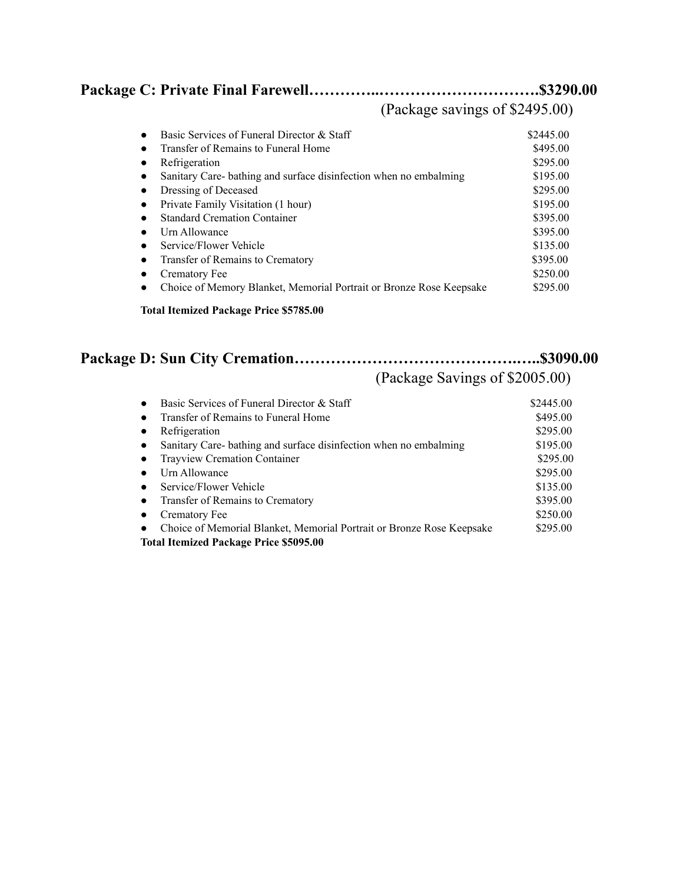## Package C: Private Final Farewell…………..………………………….$3290.00

(Package savings of $2495.00)

| | |
|---|---|
| ● Basic Services of Funeral Director & Staff | $2445.00 |
| ● Transfer of Remains to Funeral Home | $495.00 |
| ● Refrigeration | $295.00 |
| ● Sanitary Care- bathing and surface disinfection when no embalming | $195.00 |
| ● Dressing of Deceased | $295.00 |
| ● Private Family Visitation (1 hour) | $195.00 |
| ● Standard Cremation Container | $395.00 |
| ● Urn Allowance | $395.00 |
| ● Service/Flower Vehicle | $135.00 |
| ● Transfer of Remains to Crematory | $395.00 |
| ● Crematory Fee | $250.00 |
| ● Choice of Memory Blanket, Memorial Portrait or Bronze Rose Keepsake | $295.00 |

**Total Itemized Package Price $5785.00**

## Package D: Sun City Cremation………………………………….…..$3090.00

(Package Savings of $2005.00)

| | |
|---|---|
| ● Basic Services of Funeral Director & Staff | $2445.00 |
| ● Transfer of Remains to Funeral Home | $495.00 |
| ● Refrigeration | $295.00 |
| ● Sanitary Care- bathing and surface disinfection when no embalming | $195.00 |
| ● Trayview Cremation Container | $295.00 |
| ● Urn Allowance | $295.00 |
| ● Service/Flower Vehicle | $135.00 |
| ● Transfer of Remains to Crematory | $395.00 |
| ● Crematory Fee | $250.00 |
| ● Choice of Memorial Blanket, Memorial Portrait or Bronze Rose Keepsake | $295.00 |

**Total Itemized Package Price $5095.00**